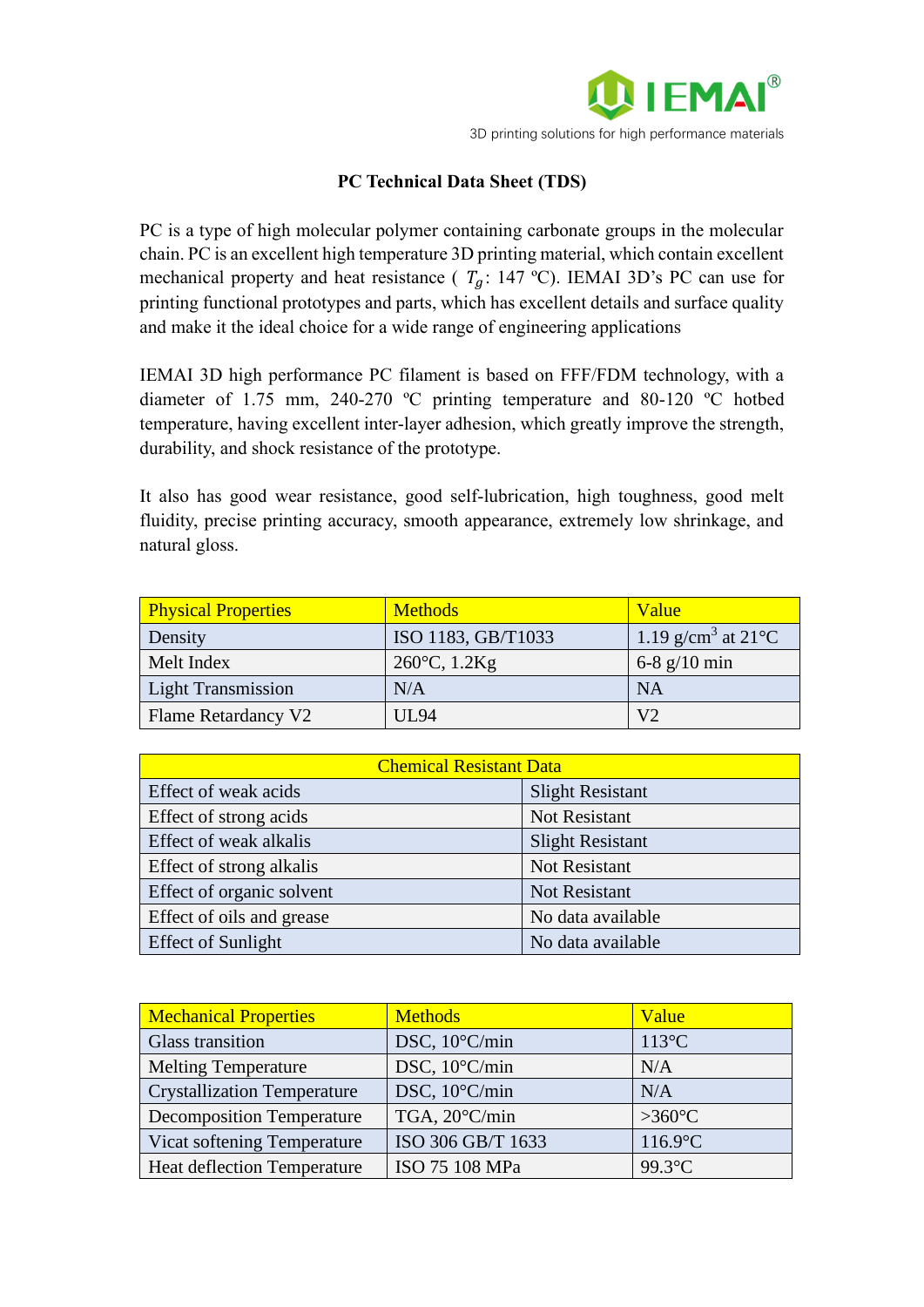IEMAI®

3D printing solutions for high performance materials

# PC Technical Data Sheet (TDS)

PC is a type of high molecular polymer containing carbonate groups in the molecular chain. PC is an excellent high temperature 3D printing material, which contain excellent mechanical property and heat resistance ( $T_g$: 147 ºC). IEMAI 3D's PC can use for printing functional prototypes and parts, which has excellent details and surface quality and make it the ideal choice for a wide range of engineering applications

IEMAI 3D high performance PC filament is based on FFF/FDM technology, with a diameter of 1.75 mm, 240-270 ºC printing temperature and 80-120 ºC hotbed temperature, having excellent inter-layer adhesion, which greatly improve the strength, durability, and shock resistance of the prototype.

It also has good wear resistance, good self-lubrication, high toughness, good melt fluidity, precise printing accuracy, smooth appearance, extremely low shrinkage, and natural gloss.

| Physical Properties | Methods | Value |
|---|---|---|
| Density | ISO 1183, GB/T1033 | 1.19 g/cm$^3$ at 21°C |
| Melt Index | 260°C, 1.2Kg | 6-8 g/10 min |
| Light Transmission | N/A | NA |
| Flame Retardancy V2 | UL94 | V2 |

| Chemical Resistant Data | |
|---|---|
| Effect of weak acids | Slight Resistant |
| Effect of strong acids | Not Resistant |
| Effect of weak alkalis | Slight Resistant |
| Effect of strong alkalis | Not Resistant |
| Effect of organic solvent | Not Resistant |
| Effect of oils and grease | No data available |
| Effect of Sunlight | No data available |

| Mechanical Properties | Methods | Value |
|---|---|---|
| Glass transition | DSC, 10°C/min | 113°C |
| Melting Temperature | DSC, 10°C/min | N/A |
| Crystallization Temperature | DSC, 10°C/min | N/A |
| Decomposition Temperature | TGA, 20°C/min | >360°C |
| Vicat softening Temperature | ISO 306 GB/T 1633 | 116.9°C |
| Heat deflection Temperature | ISO 75 108 MPa | 99.3°C |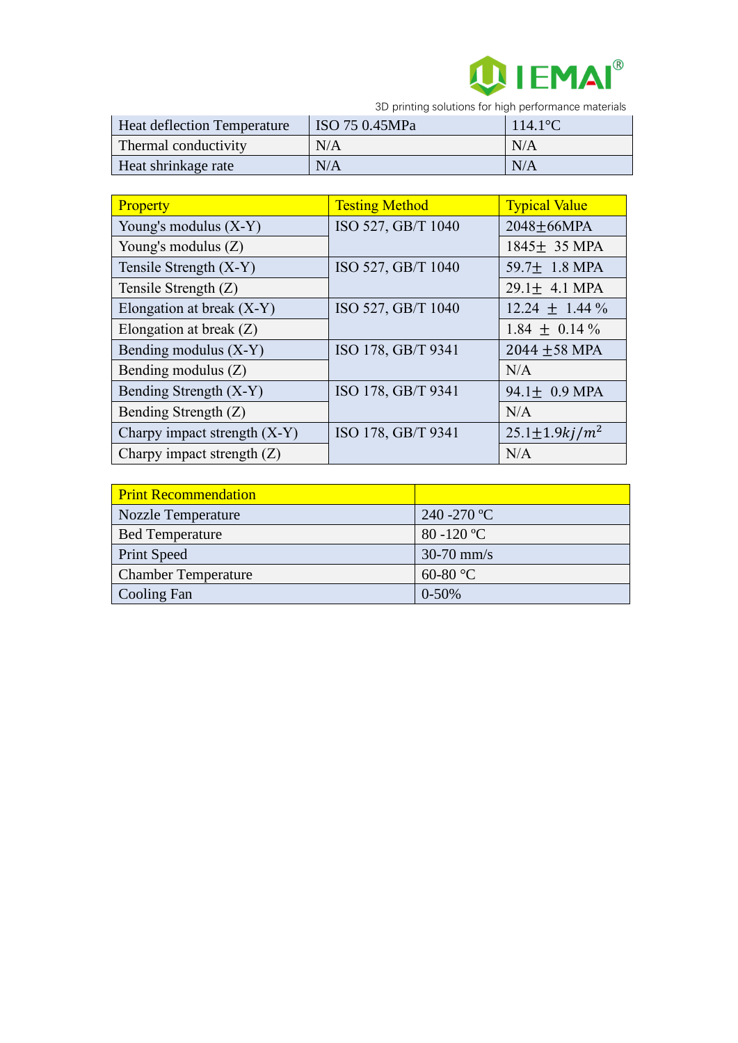| | | |
|---|---|---|
| Heat deflection Temperature | ISO 75 0.45MPa | 114.1°C |
| Thermal conductivity | N/A | N/A |
| Heat shrinkage rate | N/A | N/A |

| Property | Testing Method | Typical Value |
|---|---|---|
| Young's modulus (X-Y) | ISO 527, GB/T 1040 | 2048±66MPA |
| Young's modulus (Z) | | 1845± 35 MPA |
| Tensile Strength (X-Y) | ISO 527, GB/T 1040 | 59.7± 1.8 MPA |
| Tensile Strength (Z) | | 29.1± 4.1 MPA |
| Elongation at break (X-Y) | ISO 527, GB/T 1040 | 12.24 ± 1.44 % |
| Elongation at break (Z) | | 1.84 ± 0.14 % |
| Bending modulus (X-Y) | ISO 178, GB/T 9341 | 2044 ±58 MPA |
| Bending modulus (Z) | | N/A |
| Bending Strength (X-Y) | ISO 178, GB/T 9341 | 94.1± 0.9 MPA |
| Bending Strength (Z) | | N/A |
| Charpy impact strength (X-Y) | ISO 178, GB/T 9341 | 25.1±1.9$kj/m^2$ |
| Charpy impact strength (Z) | | N/A |

| Print Recommendation | |
|---|---|
| Nozzle Temperature | 240 -270 ºC |
| Bed Temperature | 80 -120 ºC |
| Print Speed | 30-70 mm/s |
| Chamber Temperature | 60-80 °C |
| Cooling Fan | 0-50% |